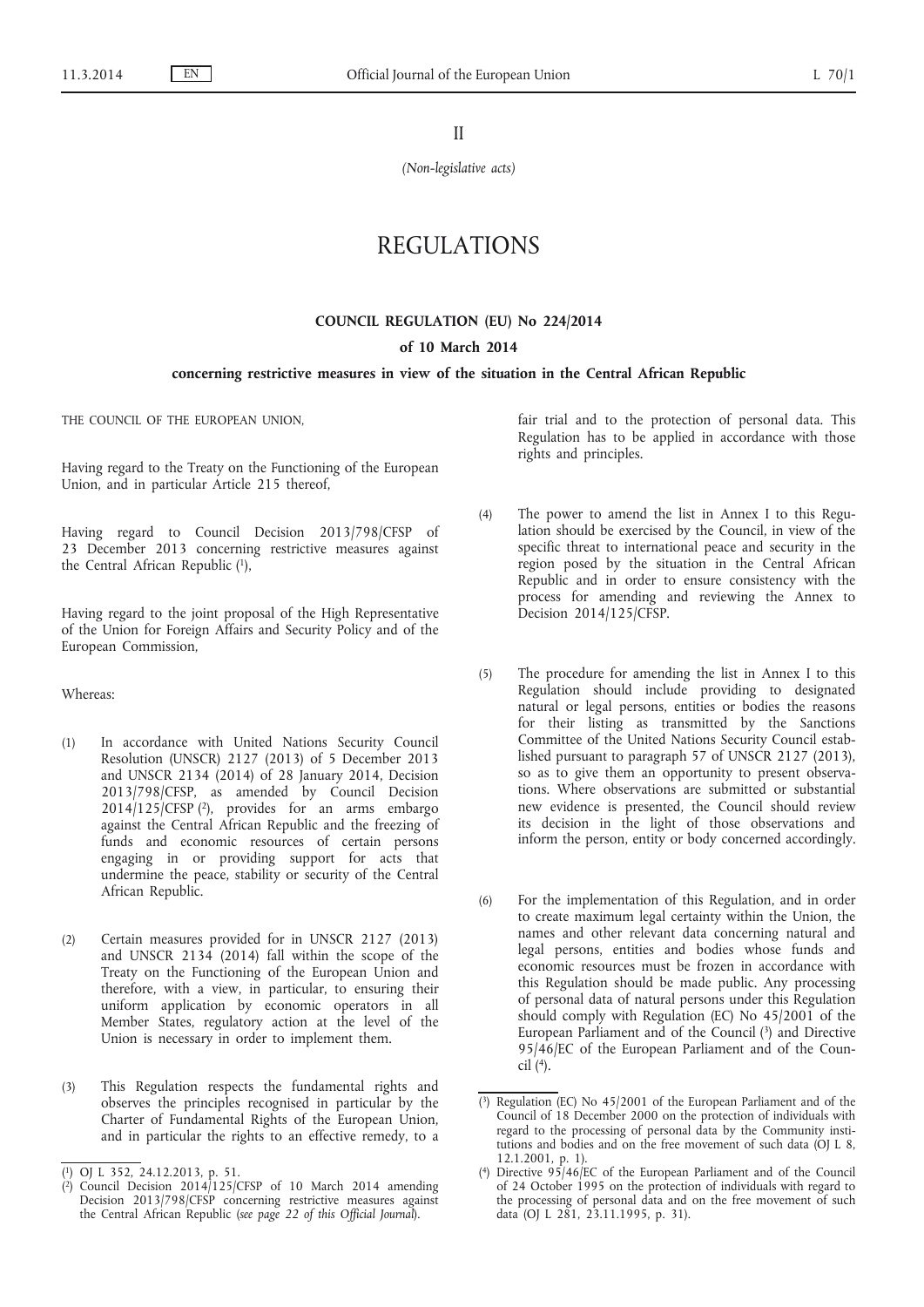II

*(Non-legislative acts)*

# REGULATIONS

## COUNCIL REGULATION (EU) No 224/2014

### of 10 March 2014

### concerning restrictive measures in view of the situation in the Central African Republic

THE COUNCIL OF THE EUROPEAN UNION,

Having regard to the Treaty on the Functioning of the European Union, and in particular Article 215 thereof,

Having regard to Council Decision 2013/798/CFSP of 23 December 2013 concerning restrictive measures against the Central African Republic ([1]),

Having regard to the joint proposal of the High Representative of the Union for Foreign Affairs and Security Policy and of the European Commission,

Whereas:

(1) In accordance with United Nations Security Council Resolution (UNSCR) 2127 (2013) of 5 December 2013 and UNSCR 2134 (2014) of 28 January 2014, Decision 2013/798/CFSP, as amended by Council Decision 2014/125/CFSP ([2]), provides for an arms embargo against the Central African Republic and the freezing of funds and economic resources of certain persons engaging in or providing support for acts that undermine the peace, stability or security of the Central African Republic.

(2) Certain measures provided for in UNSCR 2127 (2013) and UNSCR 2134 (2014) fall within the scope of the Treaty on the Functioning of the European Union and therefore, with a view, in particular, to ensuring their uniform application by economic operators in all Member States, regulatory action at the level of the Union is necessary in order to implement them.

(3) This Regulation respects the fundamental rights and observes the principles recognised in particular by the Charter of Fundamental Rights of the European Union, and in particular the rights to an effective remedy, to a fair trial and to the protection of personal data. This Regulation has to be applied in accordance with those rights and principles.

(4) The power to amend the list in Annex I to this Regulation should be exercised by the Council, in view of the specific threat to international peace and security in the region posed by the situation in the Central African Republic and in order to ensure consistency with the process for amending and reviewing the Annex to Decision 2014/125/CFSP.

(5) The procedure for amending the list in Annex I to this Regulation should include providing to designated natural or legal persons, entities or bodies the reasons for their listing as transmitted by the Sanctions Committee of the United Nations Security Council established pursuant to paragraph 57 of UNSCR 2127 (2013), so as to give them an opportunity to present observations. Where observations are submitted or substantial new evidence is presented, the Council should review its decision in the light of those observations and inform the person, entity or body concerned accordingly.

(6) For the implementation of this Regulation, and in order to create maximum legal certainty within the Union, the names and other relevant data concerning natural and legal persons, entities and bodies whose funds and economic resources must be frozen in accordance with this Regulation should be made public. Any processing of personal data of natural persons under this Regulation should comply with Regulation (EC) No 45/2001 of the European Parliament and of the Council ([3]) and Directive 95/46/EC of the European Parliament and of the Council ([4]).

---

([1]) OJ L 352, 24.12.2013, p. 51.

([2]) Council Decision 2014/125/CFSP of 10 March 2014 amending Decision 2013/798/CFSP concerning restrictive measures against the Central African Republic (*see page 22 of this Official Journal*).

([3]) Regulation (EC) No 45/2001 of the European Parliament and of the Council of 18 December 2000 on the protection of individuals with regard to the processing of personal data by the Community institutions and bodies and on the free movement of such data (OJ L 8, 12.1.2001, p. 1).

([4]) Directive 95/46/EC of the European Parliament and of the Council of 24 October 1995 on the protection of individuals with regard to the processing of personal data and on the free movement of such data (OJ L 281, 23.11.1995, p. 31).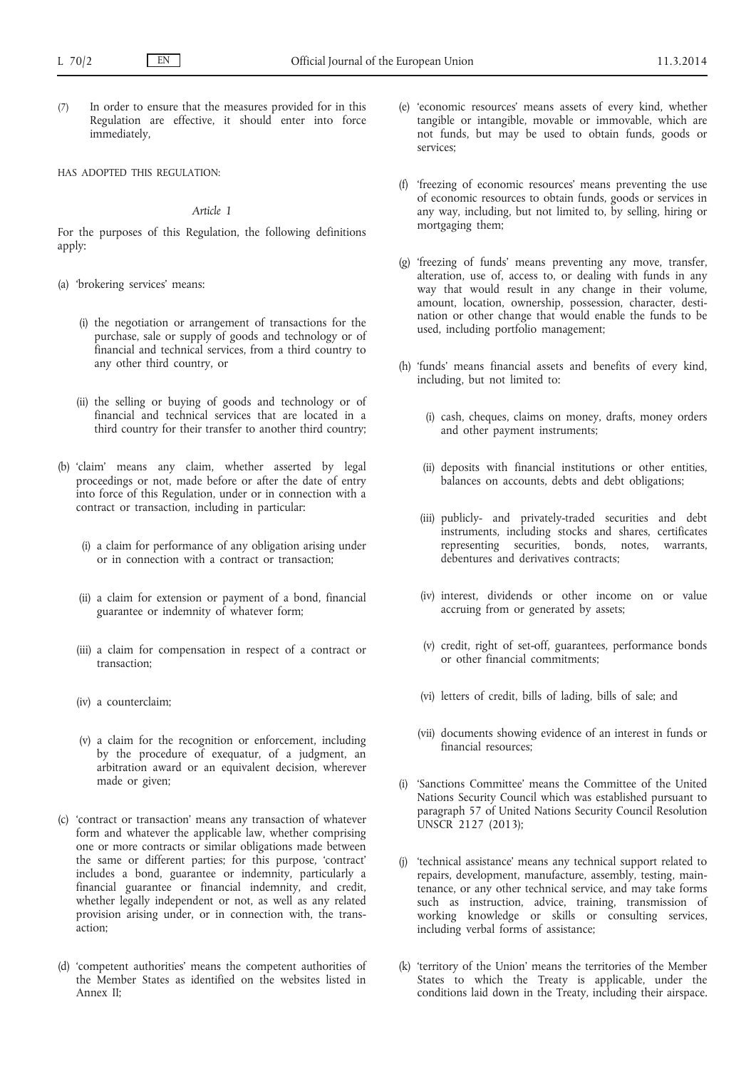(7) In order to ensure that the measures provided for in this Regulation are effective, it should enter into force immediately,

HAS ADOPTED THIS REGULATION:

*Article 1*

For the purposes of this Regulation, the following definitions apply:

(a) 'brokering services' means:

(i) the negotiation or arrangement of transactions for the purchase, sale or supply of goods and technology or of financial and technical services, from a third country to any other third country, or

(ii) the selling or buying of goods and technology or of financial and technical services that are located in a third country for their transfer to another third country;

(b) 'claim' means any claim, whether asserted by legal proceedings or not, made before or after the date of entry into force of this Regulation, under or in connection with a contract or transaction, including in particular:

(i) a claim for performance of any obligation arising under or in connection with a contract or transaction;

(ii) a claim for extension or payment of a bond, financial guarantee or indemnity of whatever form;

(iii) a claim for compensation in respect of a contract or transaction;

(iv) a counterclaim;

(v) a claim for the recognition or enforcement, including by the procedure of exequatur, of a judgment, an arbitration award or an equivalent decision, wherever made or given;

(c) 'contract or transaction' means any transaction of whatever form and whatever the applicable law, whether comprising one or more contracts or similar obligations made between the same or different parties; for this purpose, 'contract' includes a bond, guarantee or indemnity, particularly a financial guarantee or financial indemnity, and credit, whether legally independent or not, as well as any related provision arising under, or in connection with, the transaction;

(d) 'competent authorities' means the competent authorities of the Member States as identified on the websites listed in Annex II;

(e) 'economic resources' means assets of every kind, whether tangible or intangible, movable or immovable, which are not funds, but may be used to obtain funds, goods or services;

(f) 'freezing of economic resources' means preventing the use of economic resources to obtain funds, goods or services in any way, including, but not limited to, by selling, hiring or mortgaging them;

(g) 'freezing of funds' means preventing any move, transfer, alteration, use of, access to, or dealing with funds in any way that would result in any change in their volume, amount, location, ownership, possession, character, destination or other change that would enable the funds to be used, including portfolio management;

(h) 'funds' means financial assets and benefits of every kind, including, but not limited to:

(i) cash, cheques, claims on money, drafts, money orders and other payment instruments;

(ii) deposits with financial institutions or other entities, balances on accounts, debts and debt obligations;

(iii) publicly- and privately-traded securities and debt instruments, including stocks and shares, certificates representing securities, bonds, notes, warrants, debentures and derivatives contracts;

(iv) interest, dividends or other income on or value accruing from or generated by assets;

(v) credit, right of set-off, guarantees, performance bonds or other financial commitments;

(vi) letters of credit, bills of lading, bills of sale; and

(vii) documents showing evidence of an interest in funds or financial resources;

(i) 'Sanctions Committee' means the Committee of the United Nations Security Council which was established pursuant to paragraph 57 of United Nations Security Council Resolution UNSCR 2127 (2013);

(j) 'technical assistance' means any technical support related to repairs, development, manufacture, assembly, testing, maintenance, or any other technical service, and may take forms such as instruction, advice, training, transmission of working knowledge or skills or consulting services, including verbal forms of assistance;

(k) 'territory of the Union' means the territories of the Member States to which the Treaty is applicable, under the conditions laid down in the Treaty, including their airspace.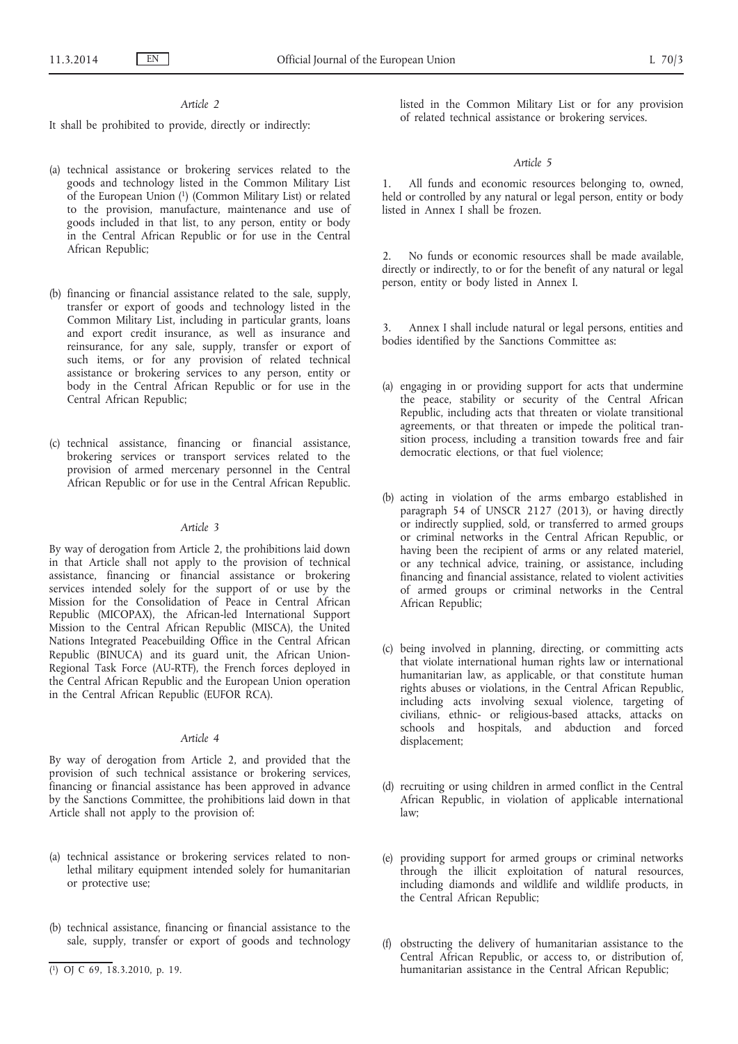*Article 2*

It shall be prohibited to provide, directly or indirectly:

(a) technical assistance or brokering services related to the goods and technology listed in the Common Military List of the European Union [1] (Common Military List) or related to the provision, manufacture, maintenance and use of goods included in that list, to any person, entity or body in the Central African Republic or for use in the Central African Republic;

(b) financing or financial assistance related to the sale, supply, transfer or export of goods and technology listed in the Common Military List, including in particular grants, loans and export credit insurance, as well as insurance and reinsurance, for any sale, supply, transfer or export of such items, or for any provision of related technical assistance or brokering services to any person, entity or body in the Central African Republic or for use in the Central African Republic;

(c) technical assistance, financing or financial assistance, brokering services or transport services related to the provision of armed mercenary personnel in the Central African Republic or for use in the Central African Republic.

*Article 3*

By way of derogation from Article 2, the prohibitions laid down in that Article shall not apply to the provision of technical assistance, financing or financial assistance or brokering services intended solely for the support of or use by the Mission for the Consolidation of Peace in Central African Republic (MICOPAX), the African-led International Support Mission to the Central African Republic (MISCA), the United Nations Integrated Peacebuilding Office in the Central African Republic (BINUCA) and its guard unit, the African Union-Regional Task Force (AU-RTF), the French forces deployed in the Central African Republic and the European Union operation in the Central African Republic (EUFOR RCA).

*Article 4*

By way of derogation from Article 2, and provided that the provision of such technical assistance or brokering services, financing or financial assistance has been approved in advance by the Sanctions Committee, the prohibitions laid down in that Article shall not apply to the provision of:

(a) technical assistance or brokering services related to non-lethal military equipment intended solely for humanitarian or protective use;

(b) technical assistance, financing or financial assistance to the sale, supply, transfer or export of goods and technology listed in the Common Military List or for any provision of related technical assistance or brokering services.

*Article 5*

1. All funds and economic resources belonging to, owned, held or controlled by any natural or legal person, entity or body listed in Annex I shall be frozen.

2. No funds or economic resources shall be made available, directly or indirectly, to or for the benefit of any natural or legal person, entity or body listed in Annex I.

3. Annex I shall include natural or legal persons, entities and bodies identified by the Sanctions Committee as:

(a) engaging in or providing support for acts that undermine the peace, stability or security of the Central African Republic, including acts that threaten or violate transitional agreements, or that threaten or impede the political transition process, including a transition towards free and fair democratic elections, or that fuel violence;

(b) acting in violation of the arms embargo established in paragraph 54 of UNSCR 2127 (2013), or having directly or indirectly supplied, sold, or transferred to armed groups or criminal networks in the Central African Republic, or having been the recipient of arms or any related materiel, or any technical advice, training, or assistance, including financing and financial assistance, related to violent activities of armed groups or criminal networks in the Central African Republic;

(c) being involved in planning, directing, or committing acts that violate international human rights law or international humanitarian law, as applicable, or that constitute human rights abuses or violations, in the Central African Republic, including acts involving sexual violence, targeting of civilians, ethnic- or religious-based attacks, attacks on schools and hospitals, and abduction and forced displacement;

(d) recruiting or using children in armed conflict in the Central African Republic, in violation of applicable international law;

(e) providing support for armed groups or criminal networks through the illicit exploitation of natural resources, including diamonds and wildlife and wildlife products, in the Central African Republic;

(f) obstructing the delivery of humanitarian assistance to the Central African Republic, or access to, or distribution of, humanitarian assistance in the Central African Republic;

[1] OJ C 69, 18.3.2010, p. 19.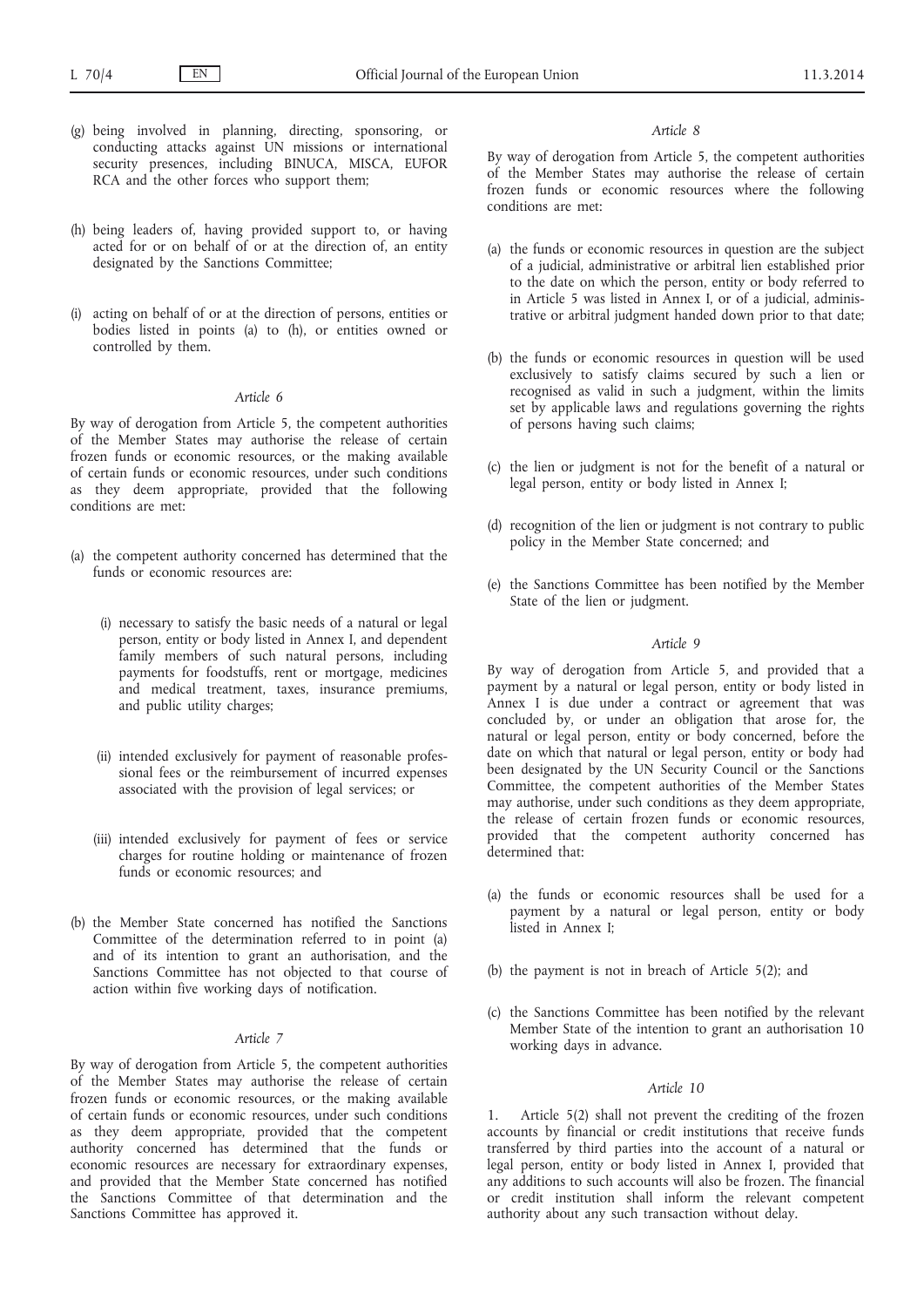(g) being involved in planning, directing, sponsoring, or conducting attacks against UN missions or international security presences, including BINUCA, MISCA, EUFOR RCA and the other forces who support them;

(h) being leaders of, having provided support to, or having acted for or on behalf of or at the direction of, an entity designated by the Sanctions Committee;

(i) acting on behalf of or at the direction of persons, entities or bodies listed in points (a) to (h), or entities owned or controlled by them.

*Article 6*

By way of derogation from Article 5, the competent authorities of the Member States may authorise the release of certain frozen funds or economic resources, or the making available of certain funds or economic resources, under such conditions as they deem appropriate, provided that the following conditions are met:

(a) the competent authority concerned has determined that the funds or economic resources are:

  (i) necessary to satisfy the basic needs of a natural or legal person, entity or body listed in Annex I, and dependent family members of such natural persons, including payments for foodstuffs, rent or mortgage, medicines and medical treatment, taxes, insurance premiums, and public utility charges;

  (ii) intended exclusively for payment of reasonable professional fees or the reimbursement of incurred expenses associated with the provision of legal services; or

  (iii) intended exclusively for payment of fees or service charges for routine holding or maintenance of frozen funds or economic resources; and

(b) the Member State concerned has notified the Sanctions Committee of the determination referred to in point (a) and of its intention to grant an authorisation, and the Sanctions Committee has not objected to that course of action within five working days of notification.

*Article 7*

By way of derogation from Article 5, the competent authorities of the Member States may authorise the release of certain frozen funds or economic resources, or the making available of certain funds or economic resources, under such conditions as they deem appropriate, provided that the competent authority concerned has determined that the funds or economic resources are necessary for extraordinary expenses, and provided that the Member State concerned has notified the Sanctions Committee of that determination and the Sanctions Committee has approved it.

*Article 8*

By way of derogation from Article 5, the competent authorities of the Member States may authorise the release of certain frozen funds or economic resources where the following conditions are met:

(a) the funds or economic resources in question are the subject of a judicial, administrative or arbitral lien established prior to the date on which the person, entity or body referred to in Article 5 was listed in Annex I, or of a judicial, administrative or arbitral judgment handed down prior to that date;

(b) the funds or economic resources in question will be used exclusively to satisfy claims secured by such a lien or recognised as valid in such a judgment, within the limits set by applicable laws and regulations governing the rights of persons having such claims;

(c) the lien or judgment is not for the benefit of a natural or legal person, entity or body listed in Annex I;

(d) recognition of the lien or judgment is not contrary to public policy in the Member State concerned; and

(e) the Sanctions Committee has been notified by the Member State of the lien or judgment.

*Article 9*

By way of derogation from Article 5, and provided that a payment by a natural or legal person, entity or body listed in Annex I is due under a contract or agreement that was concluded by, or under an obligation that arose for, the natural or legal person, entity or body concerned, before the date on which that natural or legal person, entity or body had been designated by the UN Security Council or the Sanctions Committee, the competent authorities of the Member States may authorise, under such conditions as they deem appropriate, the release of certain frozen funds or economic resources, provided that the competent authority concerned has determined that:

(a) the funds or economic resources shall be used for a payment by a natural or legal person, entity or body listed in Annex I;

(b) the payment is not in breach of Article 5(2); and

(c) the Sanctions Committee has been notified by the relevant Member State of the intention to grant an authorisation 10 working days in advance.

*Article 10*

1. Article 5(2) shall not prevent the crediting of the frozen accounts by financial or credit institutions that receive funds transferred by third parties into the account of a natural or legal person, entity or body listed in Annex I, provided that any additions to such accounts will also be frozen. The financial or credit institution shall inform the relevant competent authority about any such transaction without delay.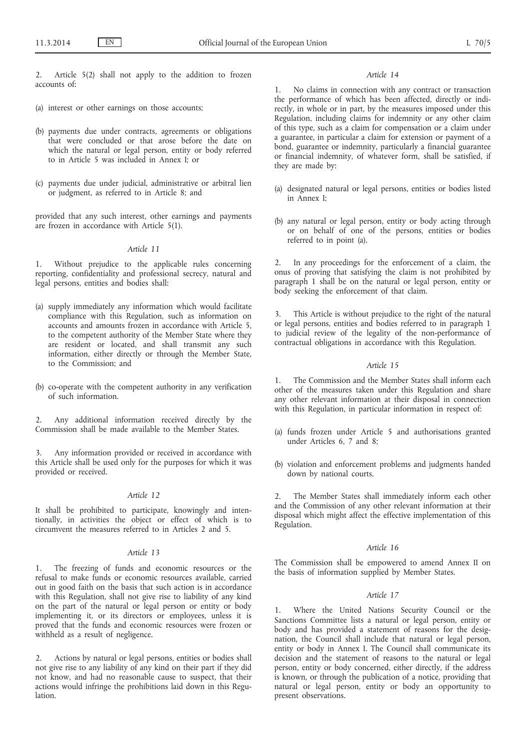2. Article 5(2) shall not apply to the addition to frozen accounts of:

(a) interest or other earnings on those accounts;

(b) payments due under contracts, agreements or obligations that were concluded or that arose before the date on which the natural or legal person, entity or body referred to in Article 5 was included in Annex I; or

(c) payments due under judicial, administrative or arbitral lien or judgment, as referred to in Article 8; and

provided that any such interest, other earnings and payments are frozen in accordance with Article 5(1).

*Article 11*

1. Without prejudice to the applicable rules concerning reporting, confidentiality and professional secrecy, natural and legal persons, entities and bodies shall:

(a) supply immediately any information which would facilitate compliance with this Regulation, such as information on accounts and amounts frozen in accordance with Article 5, to the competent authority of the Member State where they are resident or located, and shall transmit any such information, either directly or through the Member State, to the Commission; and

(b) co-operate with the competent authority in any verification of such information.

2. Any additional information received directly by the Commission shall be made available to the Member States.

3. Any information provided or received in accordance with this Article shall be used only for the purposes for which it was provided or received.

*Article 12*

It shall be prohibited to participate, knowingly and intentionally, in activities the object or effect of which is to circumvent the measures referred to in Articles 2 and 5.

*Article 13*

1. The freezing of funds and economic resources or the refusal to make funds or economic resources available, carried out in good faith on the basis that such action is in accordance with this Regulation, shall not give rise to liability of any kind on the part of the natural or legal person or entity or body implementing it, or its directors or employees, unless it is proved that the funds and economic resources were frozen or withheld as a result of negligence.

2. Actions by natural or legal persons, entities or bodies shall not give rise to any liability of any kind on their part if they did not know, and had no reasonable cause to suspect, that their actions would infringe the prohibitions laid down in this Regulation.

*Article 14*

1. No claims in connection with any contract or transaction the performance of which has been affected, directly or indirectly, in whole or in part, by the measures imposed under this Regulation, including claims for indemnity or any other claim of this type, such as a claim for compensation or a claim under a guarantee, in particular a claim for extension or payment of a bond, guarantee or indemnity, particularly a financial guarantee or financial indemnity, of whatever form, shall be satisfied, if they are made by:

(a) designated natural or legal persons, entities or bodies listed in Annex I;

(b) any natural or legal person, entity or body acting through or on behalf of one of the persons, entities or bodies referred to in point (a).

2. In any proceedings for the enforcement of a claim, the onus of proving that satisfying the claim is not prohibited by paragraph 1 shall be on the natural or legal person, entity or body seeking the enforcement of that claim.

3. This Article is without prejudice to the right of the natural or legal persons, entities and bodies referred to in paragraph 1 to judicial review of the legality of the non-performance of contractual obligations in accordance with this Regulation.

*Article 15*

1. The Commission and the Member States shall inform each other of the measures taken under this Regulation and share any other relevant information at their disposal in connection with this Regulation, in particular information in respect of:

(a) funds frozen under Article 5 and authorisations granted under Articles 6, 7 and 8;

(b) violation and enforcement problems and judgments handed down by national courts.

2. The Member States shall immediately inform each other and the Commission of any other relevant information at their disposal which might affect the effective implementation of this Regulation.

*Article 16*

The Commission shall be empowered to amend Annex II on the basis of information supplied by Member States.

*Article 17*

1. Where the United Nations Security Council or the Sanctions Committee lists a natural or legal person, entity or body and has provided a statement of reasons for the designation, the Council shall include that natural or legal person, entity or body in Annex I. The Council shall communicate its decision and the statement of reasons to the natural or legal person, entity or body concerned, either directly, if the address is known, or through the publication of a notice, providing that natural or legal person, entity or body an opportunity to present observations.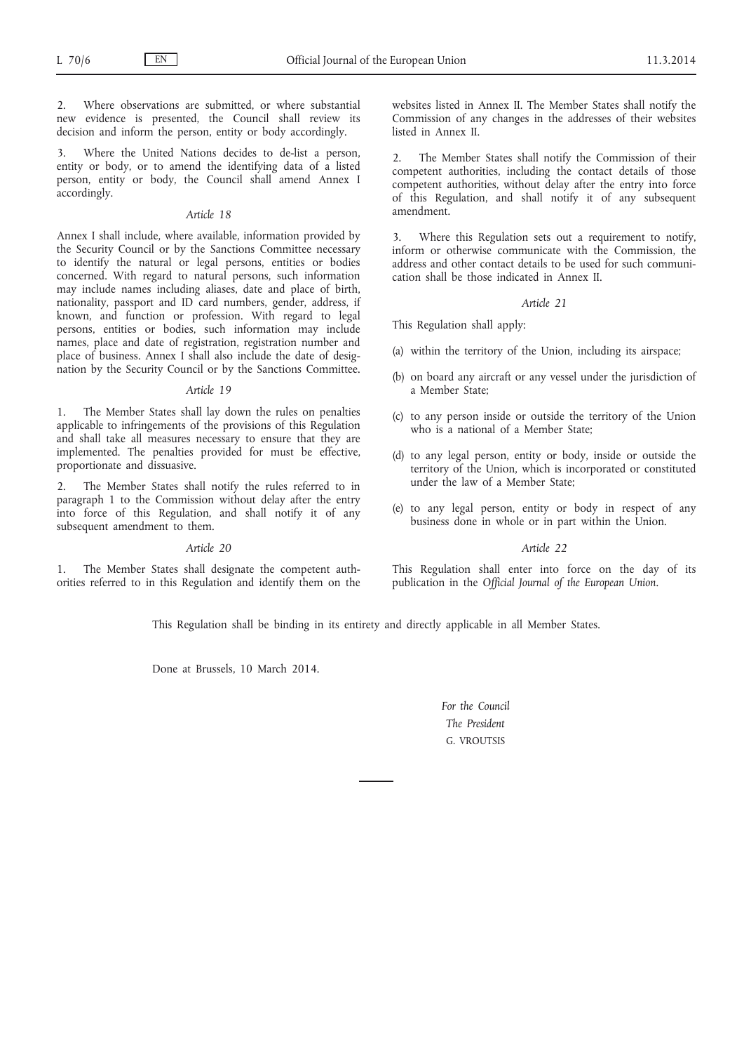2. Where observations are submitted, or where substantial new evidence is presented, the Council shall review its decision and inform the person, entity or body accordingly.

3. Where the United Nations decides to de-list a person, entity or body, or to amend the identifying data of a listed person, entity or body, the Council shall amend Annex I accordingly.

*Article 18*

Annex I shall include, where available, information provided by the Security Council or by the Sanctions Committee necessary to identify the natural or legal persons, entities or bodies concerned. With regard to natural persons, such information may include names including aliases, date and place of birth, nationality, passport and ID card numbers, gender, address, if known, and function or profession. With regard to legal persons, entities or bodies, such information may include names, place and date of registration, registration number and place of business. Annex I shall also include the date of designation by the Security Council or by the Sanctions Committee.

*Article 19*

1. The Member States shall lay down the rules on penalties applicable to infringements of the provisions of this Regulation and shall take all measures necessary to ensure that they are implemented. The penalties provided for must be effective, proportionate and dissuasive.

2. The Member States shall notify the rules referred to in paragraph 1 to the Commission without delay after the entry into force of this Regulation, and shall notify it of any subsequent amendment to them.

*Article 20*

1. The Member States shall designate the competent authorities referred to in this Regulation and identify them on the websites listed in Annex II. The Member States shall notify the Commission of any changes in the addresses of their websites listed in Annex II.

2. The Member States shall notify the Commission of their competent authorities, including the contact details of those competent authorities, without delay after the entry into force of this Regulation, and shall notify it of any subsequent amendment.

3. Where this Regulation sets out a requirement to notify, inform or otherwise communicate with the Commission, the address and other contact details to be used for such communication shall be those indicated in Annex II.

*Article 21*

This Regulation shall apply:

(a) within the territory of the Union, including its airspace;

(b) on board any aircraft or any vessel under the jurisdiction of a Member State;

(c) to any person inside or outside the territory of the Union who is a national of a Member State;

(d) to any legal person, entity or body, inside or outside the territory of the Union, which is incorporated or constituted under the law of a Member State;

(e) to any legal person, entity or body in respect of any business done in whole or in part within the Union.

*Article 22*

This Regulation shall enter into force on the day of its publication in the *Official Journal of the European Union*.

This Regulation shall be binding in its entirety and directly applicable in all Member States.

Done at Brussels, 10 March 2014.

*For the Council*

*The President*

G. VROUTSIS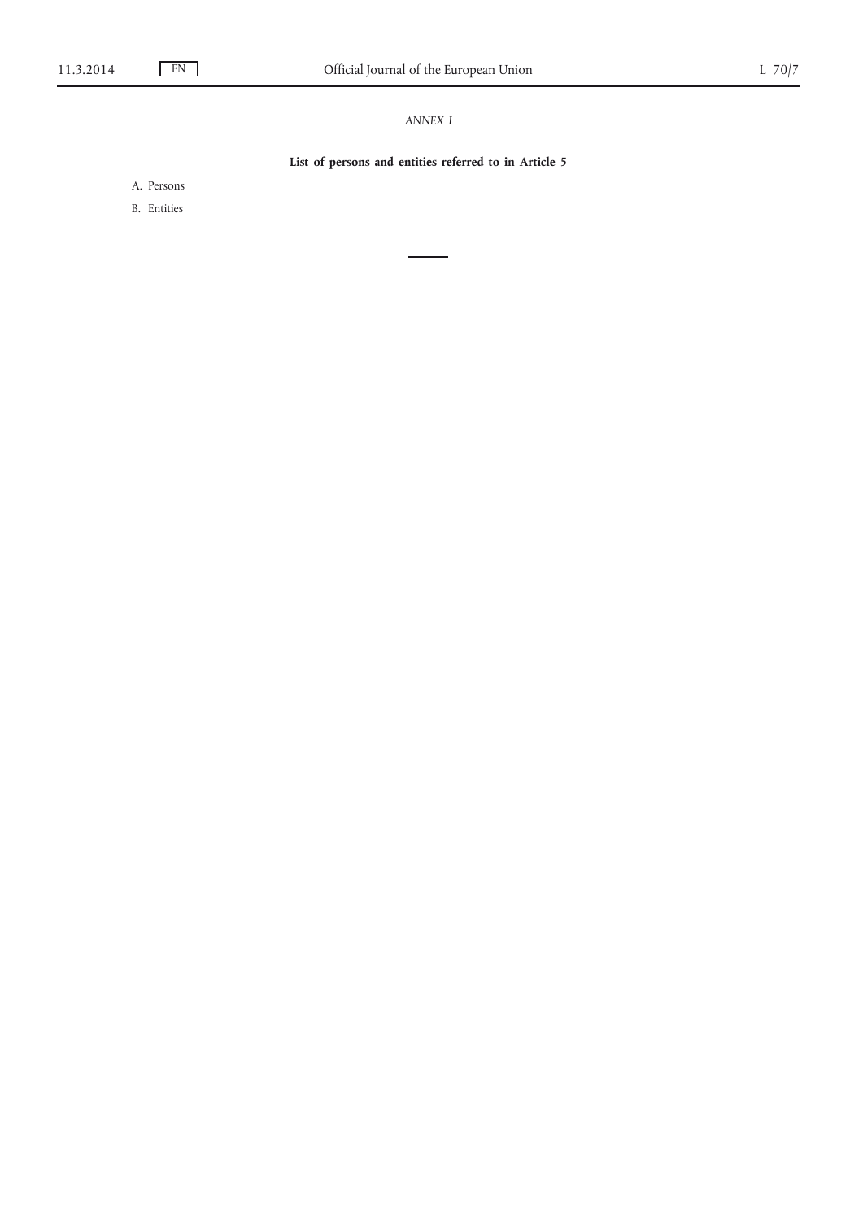*ANNEX I*

**List of persons and entities referred to in Article 5**

A. Persons

B. Entities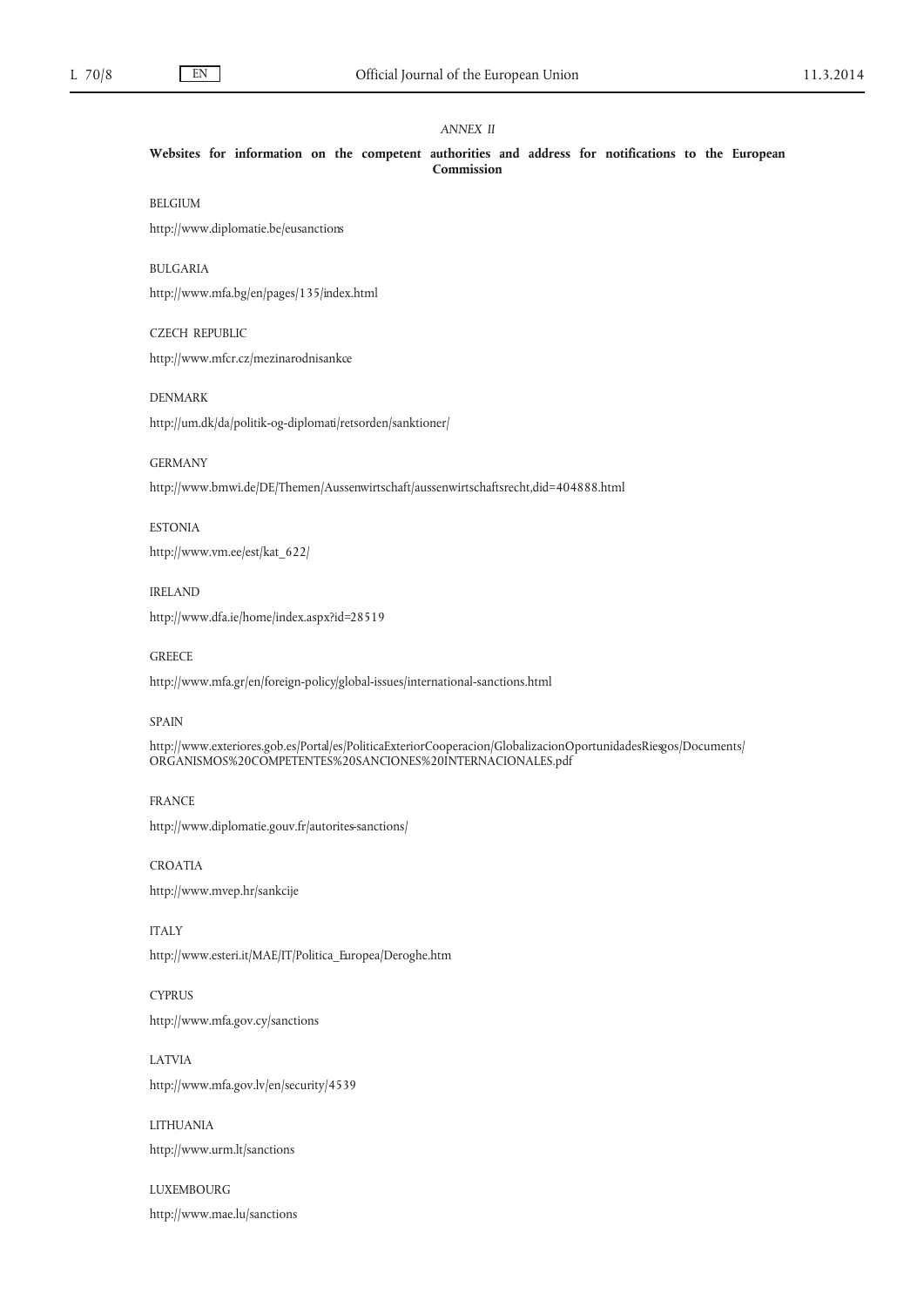*ANNEX II*

**Websites for information on the competent authorities and address for notifications to the European Commission**

BELGIUM

http://www.diplomatie.be/eusanctions

BULGARIA

http://www.mfa.bg/en/pages/135/index.html

CZECH REPUBLIC

http://www.mfcr.cz/mezinarodnisankce

DENMARK

http://um.dk/da/politik-og-diplomati/retsorden/sanktioner/

GERMANY

http://www.bmwi.de/DE/Themen/Aussenwirtschaft/aussenwirtschaftsrecht,did=404888.html

ESTONIA

http://www.vm.ee/est/kat_622/

IRELAND

http://www.dfa.ie/home/index.aspx?id=28519

GREECE

http://www.mfa.gr/en/foreign-policy/global-issues/international-sanctions.html

SPAIN

http://www.exteriores.gob.es/Portal/es/PoliticaExteriorCooperacion/GlobalizacionOportunidadesRiesgos/Documents/ORGANISMOS%20COMPETENTES%20SANCIONES%20INTERNACIONALES.pdf

FRANCE

http://www.diplomatie.gouv.fr/autorites-sanctions/

CROATIA

http://www.mvep.hr/sankcije

ITALY

http://www.esteri.it/MAE/IT/Politica_Europea/Deroghe.htm

CYPRUS

http://www.mfa.gov.cy/sanctions

LATVIA

http://www.mfa.gov.lv/en/security/4539

LITHUANIA

http://www.urm.lt/sanctions

LUXEMBOURG

http://www.mae.lu/sanctions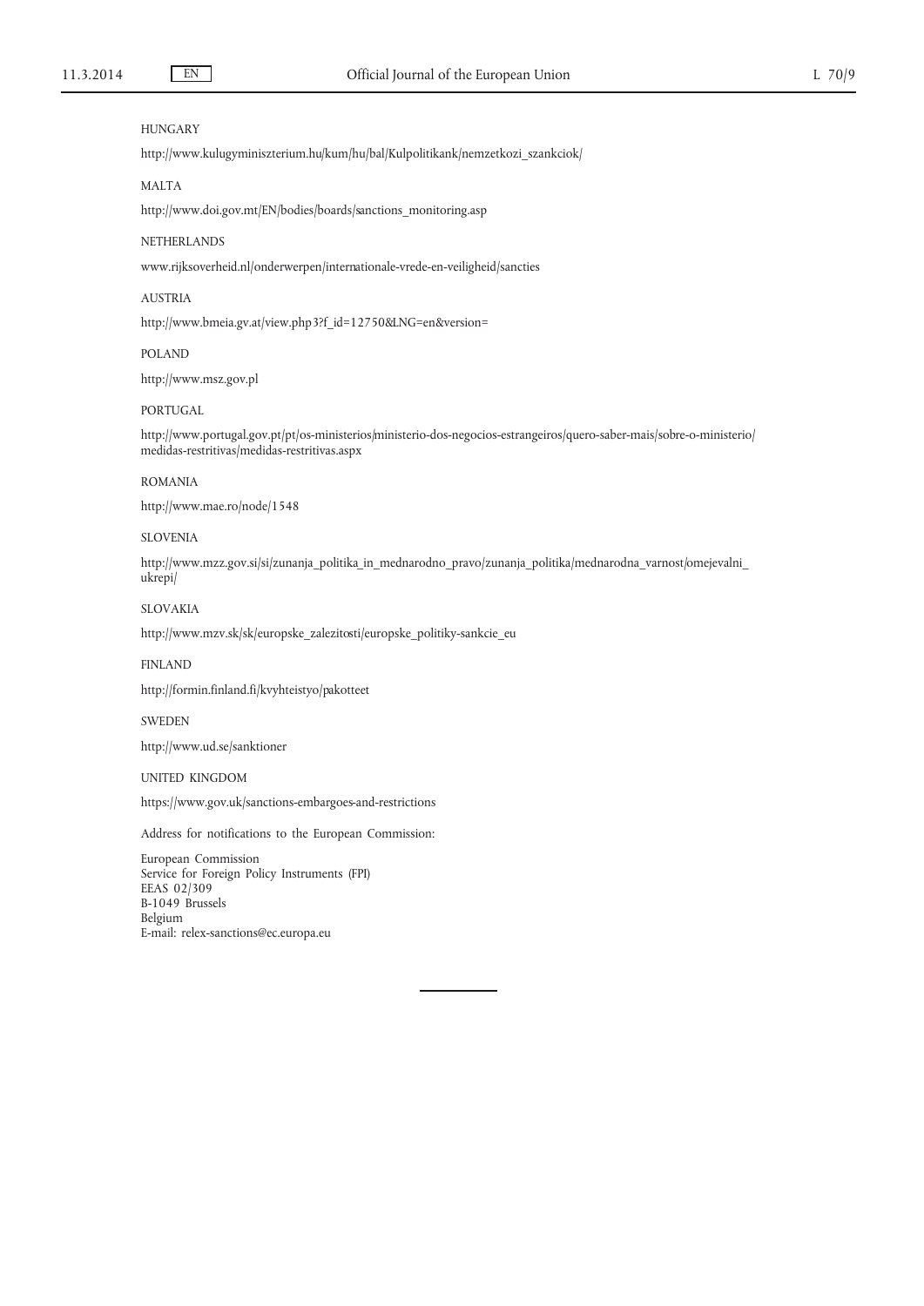HUNGARY

http://www.kulugyminiszterium.hu/kum/hu/bal/Kulpolitikank/nemzetkozi_szankciok/

MALTA

http://www.doi.gov.mt/EN/bodies/boards/sanctions_monitoring.asp

NETHERLANDS

www.rijksoverheid.nl/onderwerpen/internationale-vrede-en-veiligheid/sancties

AUSTRIA

http://www.bmeia.gv.at/view.php3?f_id=12750&LNG=en&version=

POLAND

http://www.msz.gov.pl

PORTUGAL

http://www.portugal.gov.pt/pt/os-ministerios/ministerio-dos-negocios-estrangeiros/quero-saber-mais/sobre-o-ministerio/medidas-restritivas/medidas-restritivas.aspx

ROMANIA

http://www.mae.ro/node/1548

SLOVENIA

http://www.mzz.gov.si/si/zunanja_politika_in_mednarodno_pravo/zunanja_politika/mednarodna_varnost/omejevalni_ukrepi/

SLOVAKIA

http://www.mzv.sk/sk/europske_zalezitosti/europske_politiky-sankcie_eu

FINLAND

http://formin.finland.fi/kvyhteistyo/pakotteet

SWEDEN

http://www.ud.se/sanktioner

UNITED KINGDOM

https://www.gov.uk/sanctions-embargoes-and-restrictions

Address for notifications to the European Commission:

European Commission
Service for Foreign Policy Instruments (FPI)
EEAS 02/309
B-1049 Brussels
Belgium
E-mail: relex-sanctions@ec.europa.eu